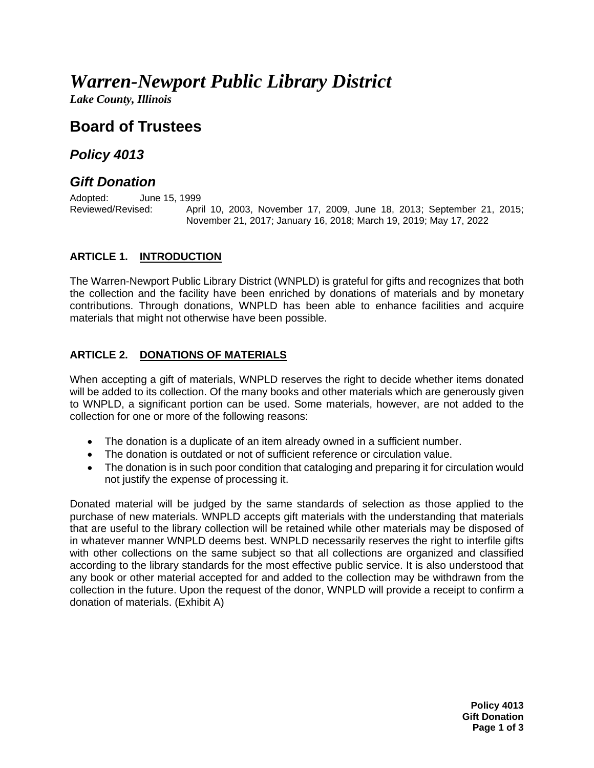# *Warren-Newport Public Library District*

***Lake County, Illinois***

## Board of Trustees

### *Policy 4013*

### *Gift Donation*

Adopted: June 15, 1999
Reviewed/Revised: April 10, 2003, November 17, 2009, June 18, 2013; September 21, 2015; November 21, 2017; January 16, 2018; March 19, 2019; May 17, 2022

#### ARTICLE 1. INTRODUCTION

The Warren-Newport Public Library District (WNPLD) is grateful for gifts and recognizes that both the collection and the facility have been enriched by donations of materials and by monetary contributions. Through donations, WNPLD has been able to enhance facilities and acquire materials that might not otherwise have been possible.

#### ARTICLE 2. DONATIONS OF MATERIALS

When accepting a gift of materials, WNPLD reserves the right to decide whether items donated will be added to its collection. Of the many books and other materials which are generously given to WNPLD, a significant portion can be used. Some materials, however, are not added to the collection for one or more of the following reasons:

- The donation is a duplicate of an item already owned in a sufficient number.
- The donation is outdated or not of sufficient reference or circulation value.
- The donation is in such poor condition that cataloging and preparing it for circulation would not justify the expense of processing it.

Donated material will be judged by the same standards of selection as those applied to the purchase of new materials. WNPLD accepts gift materials with the understanding that materials that are useful to the library collection will be retained while other materials may be disposed of in whatever manner WNPLD deems best. WNPLD necessarily reserves the right to interfile gifts with other collections on the same subject so that all collections are organized and classified according to the library standards for the most effective public service. It is also understood that any book or other material accepted for and added to the collection may be withdrawn from the collection in the future. Upon the request of the donor, WNPLD will provide a receipt to confirm a donation of materials. (Exhibit A)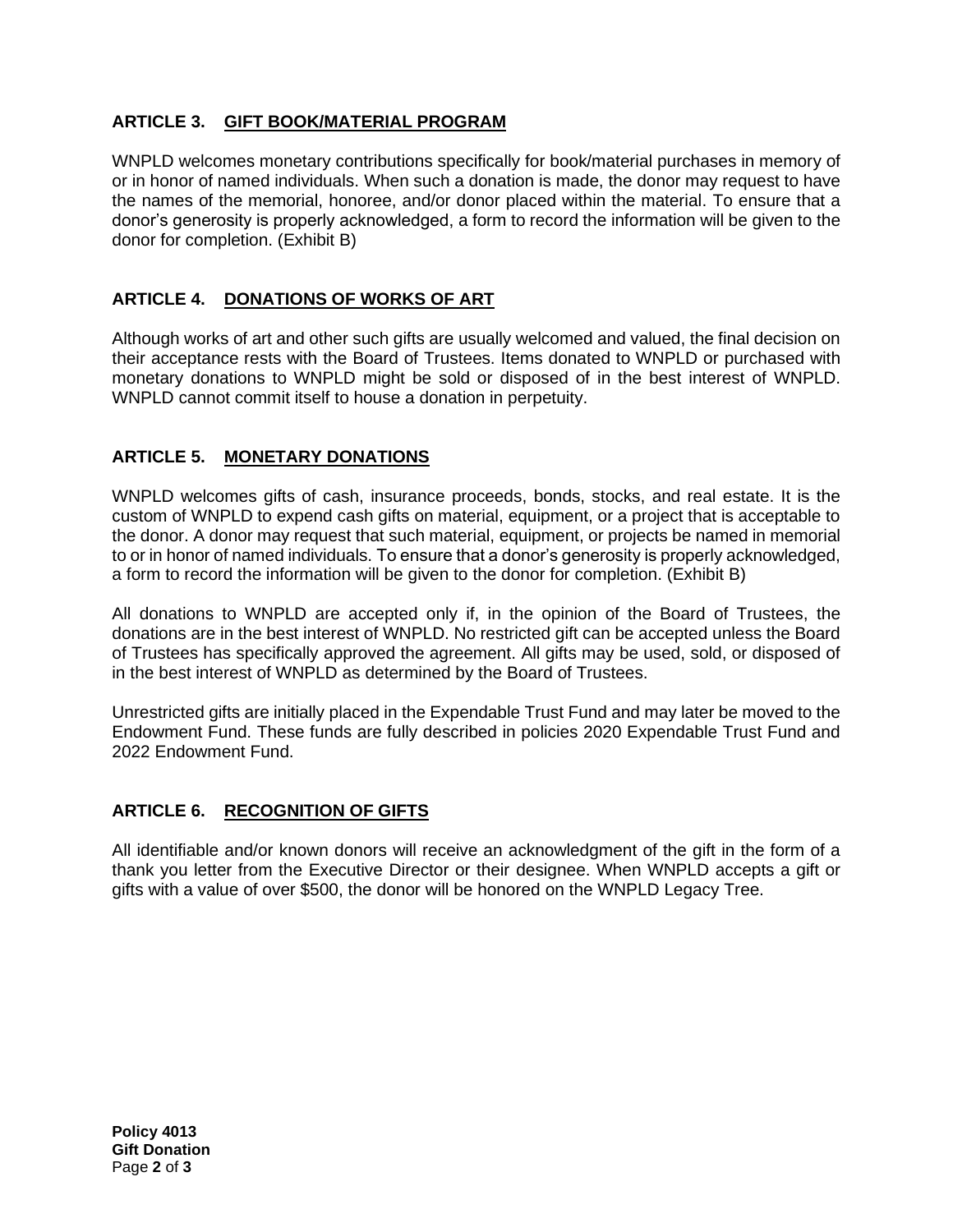## ARTICLE 3. GIFT BOOK/MATERIAL PROGRAM

WNPLD welcomes monetary contributions specifically for book/material purchases in memory of or in honor of named individuals. When such a donation is made, the donor may request to have the names of the memorial, honoree, and/or donor placed within the material. To ensure that a donor's generosity is properly acknowledged, a form to record the information will be given to the donor for completion. (Exhibit B)

## ARTICLE 4. DONATIONS OF WORKS OF ART

Although works of art and other such gifts are usually welcomed and valued, the final decision on their acceptance rests with the Board of Trustees. Items donated to WNPLD or purchased with monetary donations to WNPLD might be sold or disposed of in the best interest of WNPLD. WNPLD cannot commit itself to house a donation in perpetuity.

## ARTICLE 5. MONETARY DONATIONS

WNPLD welcomes gifts of cash, insurance proceeds, bonds, stocks, and real estate. It is the custom of WNPLD to expend cash gifts on material, equipment, or a project that is acceptable to the donor. A donor may request that such material, equipment, or projects be named in memorial to or in honor of named individuals. To ensure that a donor's generosity is properly acknowledged, a form to record the information will be given to the donor for completion. (Exhibit B)

All donations to WNPLD are accepted only if, in the opinion of the Board of Trustees, the donations are in the best interest of WNPLD. No restricted gift can be accepted unless the Board of Trustees has specifically approved the agreement. All gifts may be used, sold, or disposed of in the best interest of WNPLD as determined by the Board of Trustees.

Unrestricted gifts are initially placed in the Expendable Trust Fund and may later be moved to the Endowment Fund. These funds are fully described in policies 2020 Expendable Trust Fund and 2022 Endowment Fund.

## ARTICLE 6. RECOGNITION OF GIFTS

All identifiable and/or known donors will receive an acknowledgment of the gift in the form of a thank you letter from the Executive Director or their designee. When WNPLD accepts a gift or gifts with a value of over $500, the donor will be honored on the WNPLD Legacy Tree.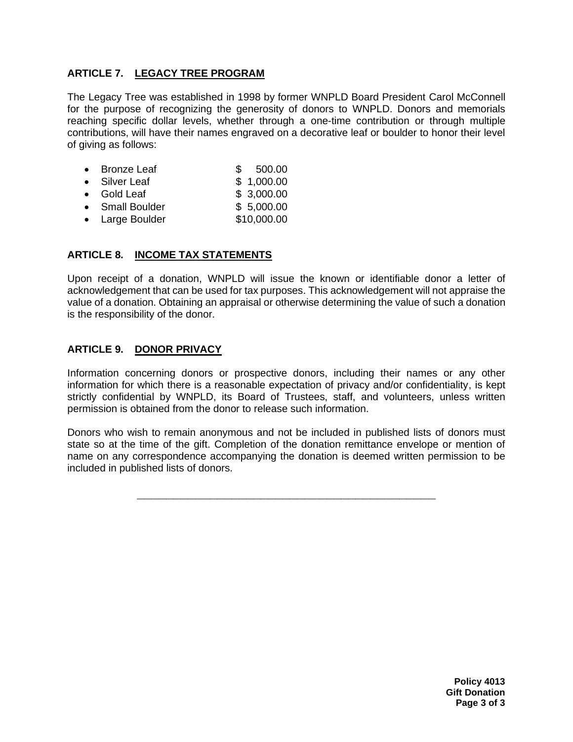## ARTICLE 7. LEGACY TREE PROGRAM

The Legacy Tree was established in 1998 by former WNPLD Board President Carol McConnell for the purpose of recognizing the generosity of donors to WNPLD. Donors and memorials reaching specific dollar levels, whether through a one-time contribution or through multiple contributions, will have their names engraved on a decorative leaf or boulder to honor their level of giving as follows:

- Bronze Leaf $ 500.00
- Silver Leaf $ 1,000.00
- Gold Leaf $ 3,000.00
- Small Boulder $ 5,000.00
- Large Boulder $10,000.00

## ARTICLE 8. INCOME TAX STATEMENTS

Upon receipt of a donation, WNPLD will issue the known or identifiable donor a letter of acknowledgement that can be used for tax purposes. This acknowledgement will not appraise the value of a donation. Obtaining an appraisal or otherwise determining the value of such a donation is the responsibility of the donor.

## ARTICLE 9. DONOR PRIVACY

Information concerning donors or prospective donors, including their names or any other information for which there is a reasonable expectation of privacy and/or confidentiality, is kept strictly confidential by WNPLD, its Board of Trustees, staff, and volunteers, unless written permission is obtained from the donor to release such information.

Donors who wish to remain anonymous and not be included in published lists of donors must state so at the time of the gift. Completion of the donation remittance envelope or mention of name on any correspondence accompanying the donation is deemed written permission to be included in published lists of donors.

---

**Policy 4013**
**Gift Donation**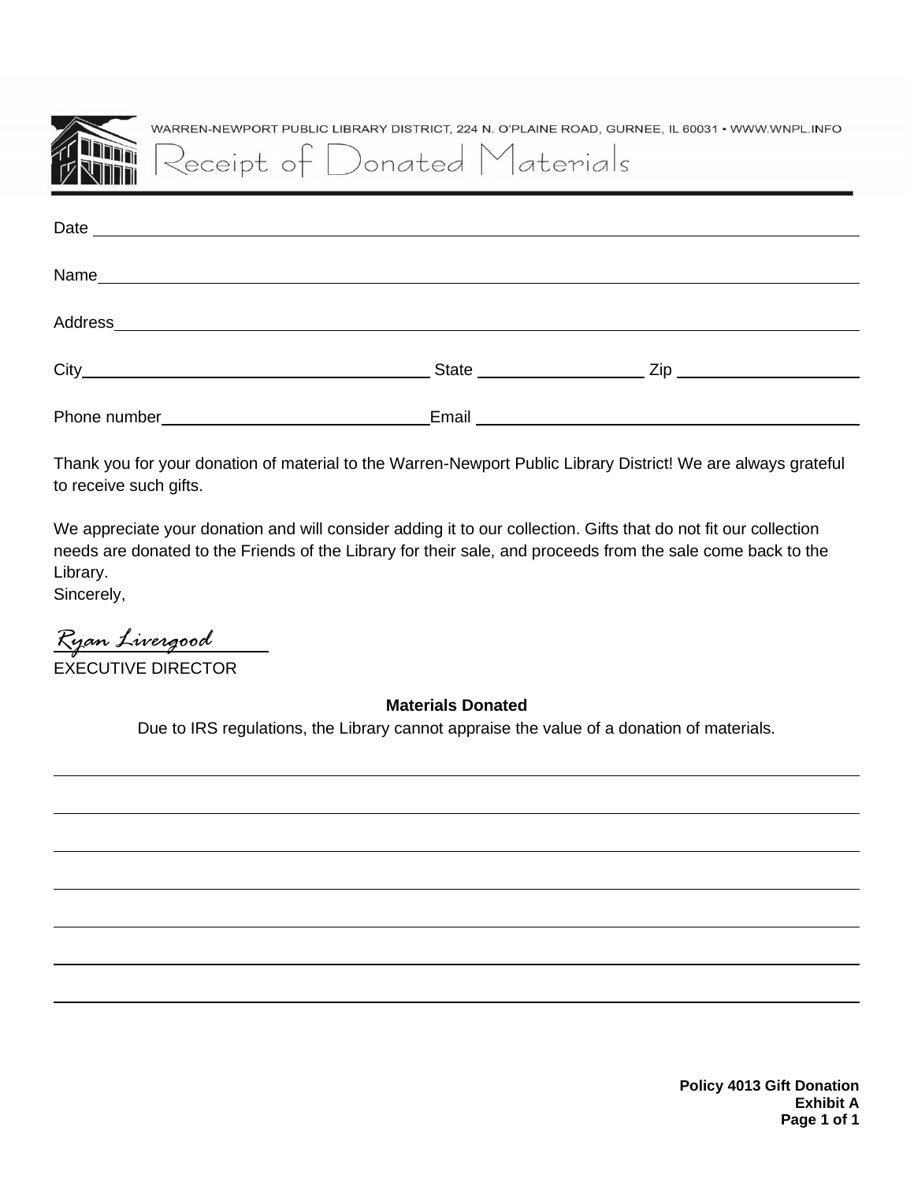WARREN-NEWPORT PUBLIC LIBRARY DISTRICT, 224 N. O'PLAINE ROAD, GURNEE, IL 60031 • WWW.WNPL.INFO

# Receipt of Donated Materials

Date ______________________________________________________________

Name ______________________________________________________________

Address ____________________________________________________________

City ______________________________ State ______________ Zip ________________

Phone number ______________________ Email ______________________________

Thank you for your donation of material to the Warren-Newport Public Library District! We are always grateful to receive such gifts.

We appreciate your donation and will consider adding it to our collection. Gifts that do not fit our collection needs are donated to the Friends of the Library for their sale, and proceeds from the sale come back to the Library.
Sincerely,

*Ryan Livergood*
EXECUTIVE DIRECTOR

**Materials Donated**

Due to IRS regulations, the Library cannot appraise the value of a donation of materials.

______________________________________________________________________

______________________________________________________________________

______________________________________________________________________

______________________________________________________________________

______________________________________________________________________

______________________________________________________________________

______________________________________________________________________

**Policy 4013 Gift Donation**
**Exhibit A**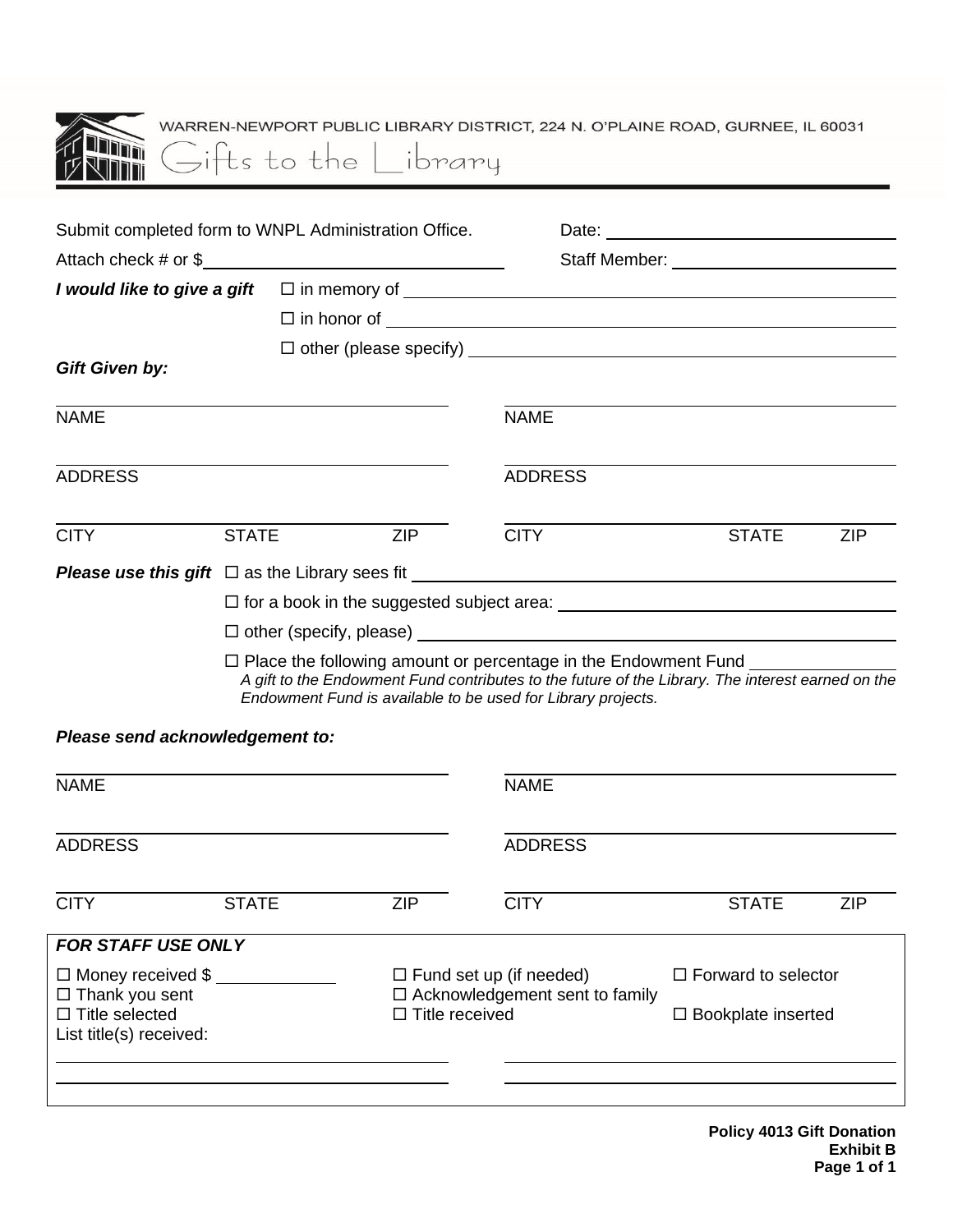WARREN-NEWPORT PUBLIC LIBRARY DISTRICT, 224 N. O'PLAINE ROAD, GURNEE, IL 60031

# Gifts to the Library

Submit completed form to WNPL Administration Office. Date: ______________________

Attach check # or $______________________ Staff Member: ______________________

***I would like to give a gift*** ☐ in memory of ______________________

☐ in honor of ______________________

☐ other (please specify) ______________________

***Gift Given by:***

| | | | | | |
|---|---|---|---|---|---|
| NAME | | | NAME | | |
| ADDRESS | | | ADDRESS | | |
| CITY | STATE | ZIP | CITY | STATE | ZIP |

***Please use this gift*** ☐ as the Library sees fit ______________________

☐ for a book in the suggested subject area: ______________________

☐ other (specify, please) ______________________

☐ Place the following amount or percentage in the Endowment Fund ____________

*A gift to the Endowment Fund contributes to the future of the Library. The interest earned on the Endowment Fund is available to be used for Library projects.*

***Please send acknowledgement to:***

| | | | | | |
|---|---|---|---|---|---|
| NAME | | | NAME | | |
| ADDRESS | | | ADDRESS | | |
| CITY | STATE | ZIP | CITY | STATE | ZIP |

***FOR STAFF USE ONLY***

☐ Money received $ ____________ ☐ Fund set up (if needed) ☐ Forward to selector

☐ Thank you sent ☐ Acknowledgement sent to family

☐ Title selected ☐ Title received ☐ Bookplate inserted

List title(s) received:

______________________ ______________________

______________________ ______________________

**Policy 4013 Gift Donation**
**Exhibit B**